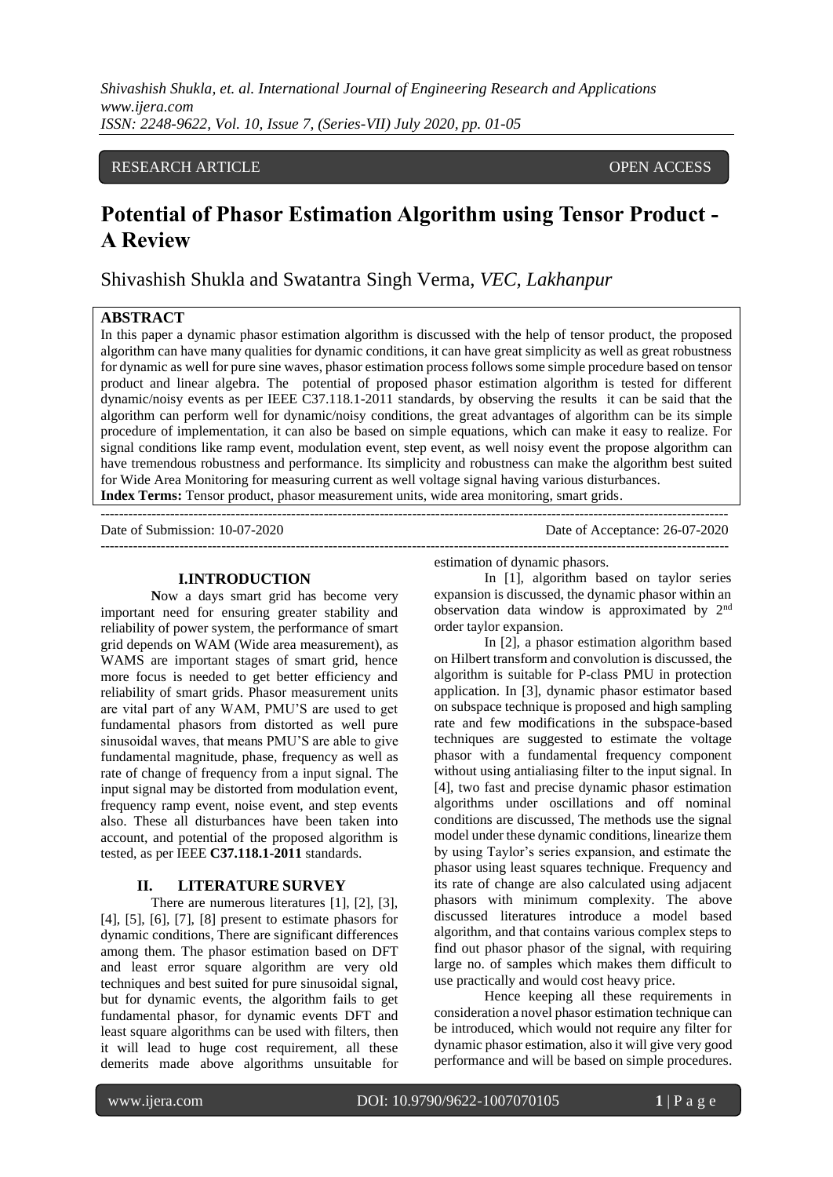RESEARCH ARTICLE OPEN ACCESS

# Potential of Phasor Estimation Algorithm using Tensor Product - A Review

Shivashish Shukla and Swatantra Singh Verma, *VEC, Lakhanpur*

## ABSTRACT

In this paper a dynamic phasor estimation algorithm is discussed with the help of tensor product, the proposed algorithm can have many qualities for dynamic conditions, it can have great simplicity as well as great robustness for dynamic as well for pure sine waves, phasor estimation process follows some simple procedure based on tensor product and linear algebra. The potential of proposed phasor estimation algorithm is tested for different dynamic/noisy events as per IEEE C37.118.1-2011 standards, by observing the results it can be said that the algorithm can perform well for dynamic/noisy conditions, the great advantages of algorithm can be its simple procedure of implementation, it can also be based on simple equations, which can make it easy to realize. For signal conditions like ramp event, modulation event, step event, as well noisy event the propose algorithm can have tremendous robustness and performance. Its simplicity and robustness can make the algorithm best suited for Wide Area Monitoring for measuring current as well voltage signal having various disturbances.

**Index Terms:** Tensor product, phasor measurement units, wide area monitoring, smart grids.

---

Date of Submission: 10-07-2020 Date of Acceptance: 26-07-2020

---

## I. INTRODUCTION

**N**ow a days smart grid has become very important need for ensuring greater stability and reliability of power system, the performance of smart grid depends on WAM (Wide area measurement), as WAMS are important stages of smart grid, hence more focus is needed to get better efficiency and reliability of smart grids. Phasor measurement units are vital part of any WAM, PMU'S are used to get fundamental phasors from distorted as well pure sinusoidal waves, that means PMU'S are able to give fundamental magnitude, phase, frequency as well as rate of change of frequency from a input signal. The input signal may be distorted from modulation event, frequency ramp event, noise event, and step events also. These all disturbances have been taken into account, and potential of the proposed algorithm is tested, as per IEEE **C37.118.1-2011** standards.

## II. LITERATURE SURVEY

There are numerous literatures [1], [2], [3], [4], [5], [6], [7], [8] present to estimate phasors for dynamic conditions, There are significant differences among them. The phasor estimation based on DFT and least error square algorithm are very old techniques and best suited for pure sinusoidal signal, but for dynamic events, the algorithm fails to get fundamental phasor, for dynamic events DFT and least square algorithms can be used with filters, then it will lead to huge cost requirement, all these demerits made above algorithms unsuitable for estimation of dynamic phasors.

In [1], algorithm based on taylor series expansion is discussed, the dynamic phasor within an observation data window is approximated by 2nd order taylor expansion.

In [2], a phasor estimation algorithm based on Hilbert transform and convolution is discussed, the algorithm is suitable for P-class PMU in protection application. In [3], dynamic phasor estimator based on subspace technique is proposed and high sampling rate and few modifications in the subspace-based techniques are suggested to estimate the voltage phasor with a fundamental frequency component without using antialiasing filter to the input signal. In [4], two fast and precise dynamic phasor estimation algorithms under oscillations and off nominal conditions are discussed, The methods use the signal model under these dynamic conditions, linearize them by using Taylor's series expansion, and estimate the phasor using least squares technique. Frequency and its rate of change are also calculated using adjacent phasors with minimum complexity. The above discussed literatures introduce a model based algorithm, and that contains various complex steps to find out phasor phasor of the signal, with requiring large no. of samples which makes them difficult to use practically and would cost heavy price.

Hence keeping all these requirements in consideration a novel phasor estimation technique can be introduced, which would not require any filter for dynamic phasor estimation, also it will give very good performance and will be based on simple procedures.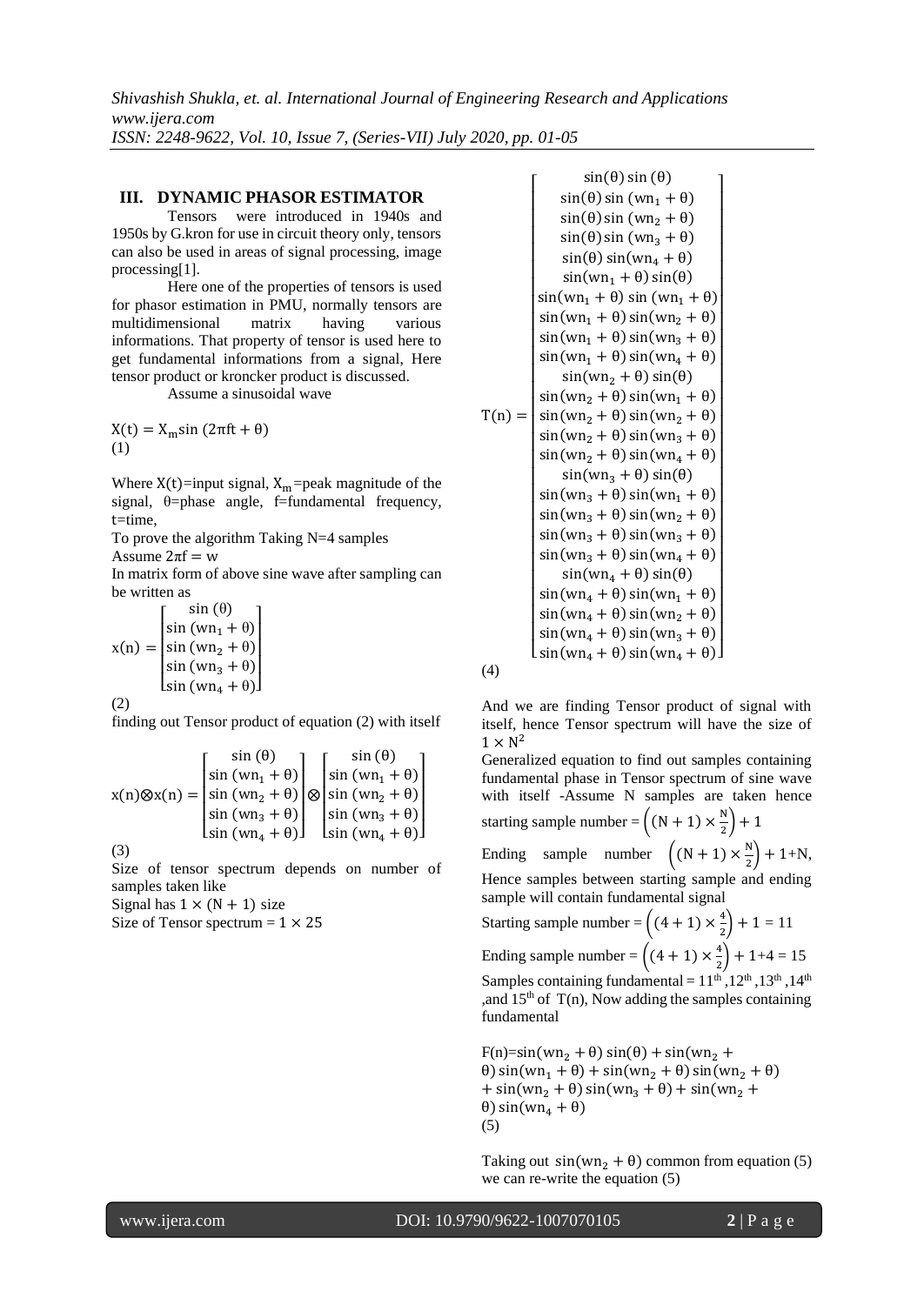## III. DYNAMIC PHASOR ESTIMATOR

Tensors were introduced in 1940s and 1950s by G.kron for use in circuit theory only, tensors can also be used in areas of signal processing, image processing[1].

Here one of the properties of tensors is used for phasor estimation in PMU, normally tensors are multidimensional matrix having various informations. That property of tensor is used here to get fundamental informations from a signal, Here tensor product or kroncker product is discussed.

Assume a sinusoidal wave

$$X(t) = X_m \sin(2\pi f t + \theta) \tag{1}$$

Where $X(t)$=input signal, $X_m$=peak magnitude of the signal, θ=phase angle, f=fundamental frequency, t=time,

To prove the algorithm Taking N=4 samples

Assume $2\pi f = w$

In matrix form of above sine wave after sampling can be written as

$$x(n) = \begin{bmatrix} \sin(\theta) \\ \sin(wn_1 + \theta) \\ \sin(wn_2 + \theta) \\ \sin(wn_3 + \theta) \\ \sin(wn_4 + \theta) \end{bmatrix} \tag{2}$$

finding out Tensor product of equation (2) with itself

$$x(n) \otimes x(n) = \begin{bmatrix} \sin(\theta) \\ \sin(wn_1 + \theta) \\ \sin(wn_2 + \theta) \\ \sin(wn_3 + \theta) \\ \sin(wn_4 + \theta) \end{bmatrix} \otimes \begin{bmatrix} \sin(\theta) \\ \sin(wn_1 + \theta) \\ \sin(wn_2 + \theta) \\ \sin(wn_3 + \theta) \\ \sin(wn_4 + \theta) \end{bmatrix} \tag{3}$$

Size of tensor spectrum depends on number of samples taken like

Signal has $1 \times (N + 1)$ size

Size of Tensor spectrum = $1 \times 25$

$$T(n) = \begin{bmatrix} \sin(\theta)\sin(\theta) \\ \sin(\theta)\sin(wn_1 + \theta) \\ \sin(\theta)\sin(wn_2 + \theta) \\ \sin(\theta)\sin(wn_3 + \theta) \\ \sin(\theta)\sin(wn_4 + \theta) \\ \sin(wn_1 + \theta)\sin(\theta) \\ \sin(wn_1 + \theta)\sin(wn_1 + \theta) \\ \sin(wn_1 + \theta)\sin(wn_2 + \theta) \\ \sin(wn_1 + \theta)\sin(wn_3 + \theta) \\ \sin(wn_1 + \theta)\sin(wn_4 + \theta) \\ \sin(wn_2 + \theta)\sin(\theta) \\ \sin(wn_2 + \theta)\sin(wn_1 + \theta) \\ \sin(wn_2 + \theta)\sin(wn_2 + \theta) \\ \sin(wn_2 + \theta)\sin(wn_3 + \theta) \\ \sin(wn_2 + \theta)\sin(wn_4 + \theta) \\ \sin(wn_3 + \theta)\sin(\theta) \\ \sin(wn_3 + \theta)\sin(wn_1 + \theta) \\ \sin(wn_3 + \theta)\sin(wn_2 + \theta) \\ \sin(wn_3 + \theta)\sin(wn_3 + \theta) \\ \sin(wn_3 + \theta)\sin(wn_4 + \theta) \\ \sin(wn_4 + \theta)\sin(\theta) \\ \sin(wn_4 + \theta)\sin(wn_1 + \theta) \\ \sin(wn_4 + \theta)\sin(wn_2 + \theta) \\ \sin(wn_4 + \theta)\sin(wn_3 + \theta) \\ \sin(wn_4 + \theta)\sin(wn_4 + \theta) \end{bmatrix} \tag{4}$$

And we are finding Tensor product of signal with itself, hence Tensor spectrum will have the size of $1 \times N^2$

Generalized equation to find out samples containing fundamental phase in Tensor spectrum of sine wave with itself -Assume N samples are taken hence

starting sample number = $\left((N + 1) \times \frac{N}{2}\right) + 1$

Ending sample number $\left((N + 1) \times \frac{N}{2}\right) + 1 + N$,

Hence samples between starting sample and ending sample will contain fundamental signal

Starting sample number = $\left((4 + 1) \times \frac{4}{2}\right) + 1 = 11$

Ending sample number = $\left((4 + 1) \times \frac{4}{2}\right) + 1 + 4 = 15$

Samples containing fundamental = 11th, 12th, 13th, 14th, and 15th of T(n), Now adding the samples containing fundamental

$$F(n) = \sin(wn_2 + \theta)\sin(\theta) + \sin(wn_2 + \theta)\sin(wn_1 + \theta) + \sin(wn_2 + \theta)\sin(wn_2 + \theta) + \sin(wn_2 + \theta)\sin(wn_3 + \theta) + \sin(wn_2 + \theta)\sin(wn_4 + \theta) \tag{5}$$

Taking out $\sin(wn_2 + \theta)$ common from equation (5) we can re-write the equation (5)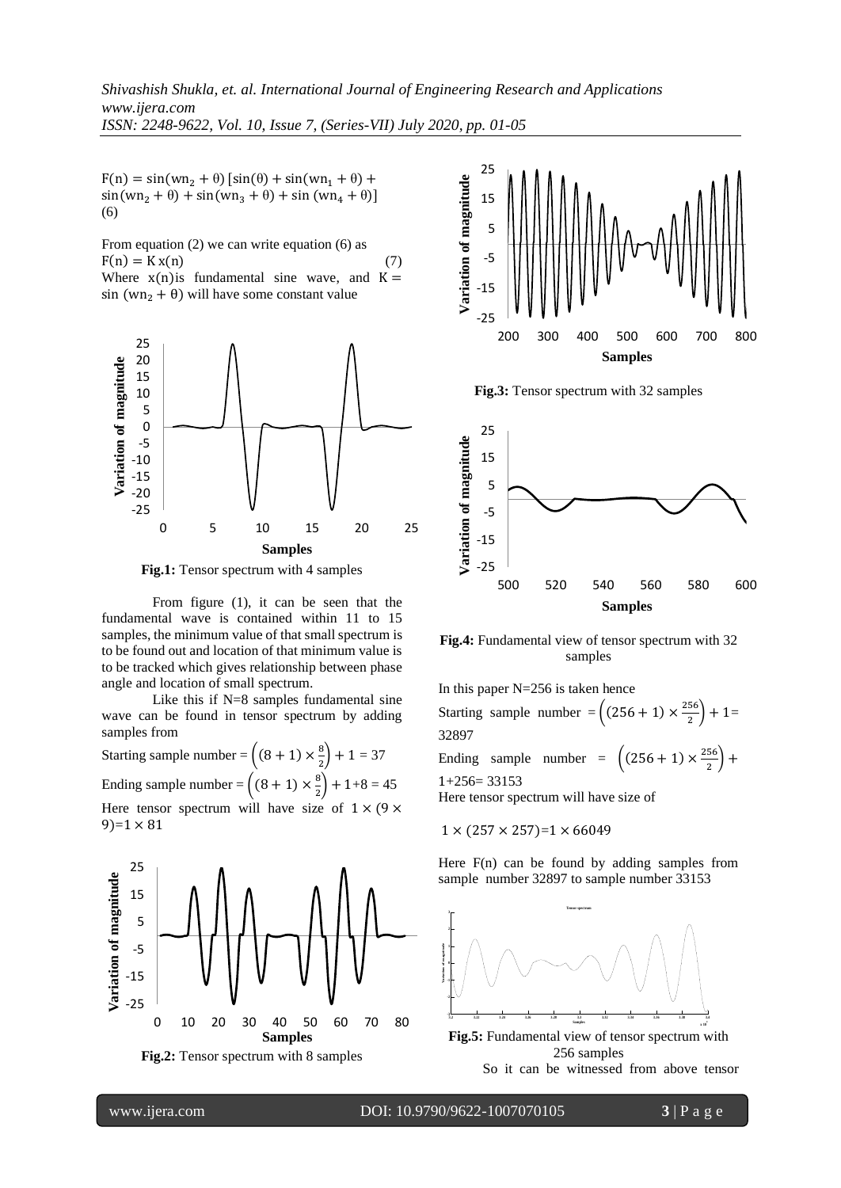$F(n) = \sin(wn_2 + \theta)\,[\sin(\theta) + \sin(wn_1 + \theta) + \sin(wn_2 + \theta) + \sin(wn_3 + \theta) + \sin(wn_4 + \theta)]$ (6)

From equation (2) we can write equation (6) as

$$F(n) = K\,x(n) \quad (7)$$

Where $x(n)$ is fundamental sine wave, and $K = \sin(wn_2 + \theta)$ will have some constant value

**Fig.1:** Tensor spectrum with 4 samples

From figure (1), it can be seen that the fundamental wave is contained within 11 to 15 samples, the minimum value of that small spectrum is to be found out and location of that minimum value is to be tracked which gives relationship between phase angle and location of small spectrum.

Like this if N=8 samples fundamental sine wave can be found in tensor spectrum by adding samples from

Starting sample number $= \left((8+1) \times \frac{8}{2}\right) + 1 = 37$

Ending sample number $= \left((8+1) \times \frac{8}{2}\right) + 1 + 8 = 45$

Here tensor spectrum will have size of $1 \times (9 \times 9) = 1 \times 81$

**Fig.2:** Tensor spectrum with 8 samples

**Fig.3:** Tensor spectrum with 32 samples

**Fig.4:** Fundamental view of tensor spectrum with 32 samples

In this paper N=256 is taken hence

Starting sample number $= \left((256+1) \times \frac{256}{2}\right) + 1 = 32897$

Ending sample number $= \left((256+1) \times \frac{256}{2}\right) + 1 + 256 = 33153$

Here tensor spectrum will have size of

$$1 \times (257 \times 257) = 1 \times 66049$$

Here F(n) can be found by adding samples from sample number 32897 to sample number 33153

**Fig.5:** Fundamental view of tensor spectrum with 256 samples

So it can be witnessed from above tensor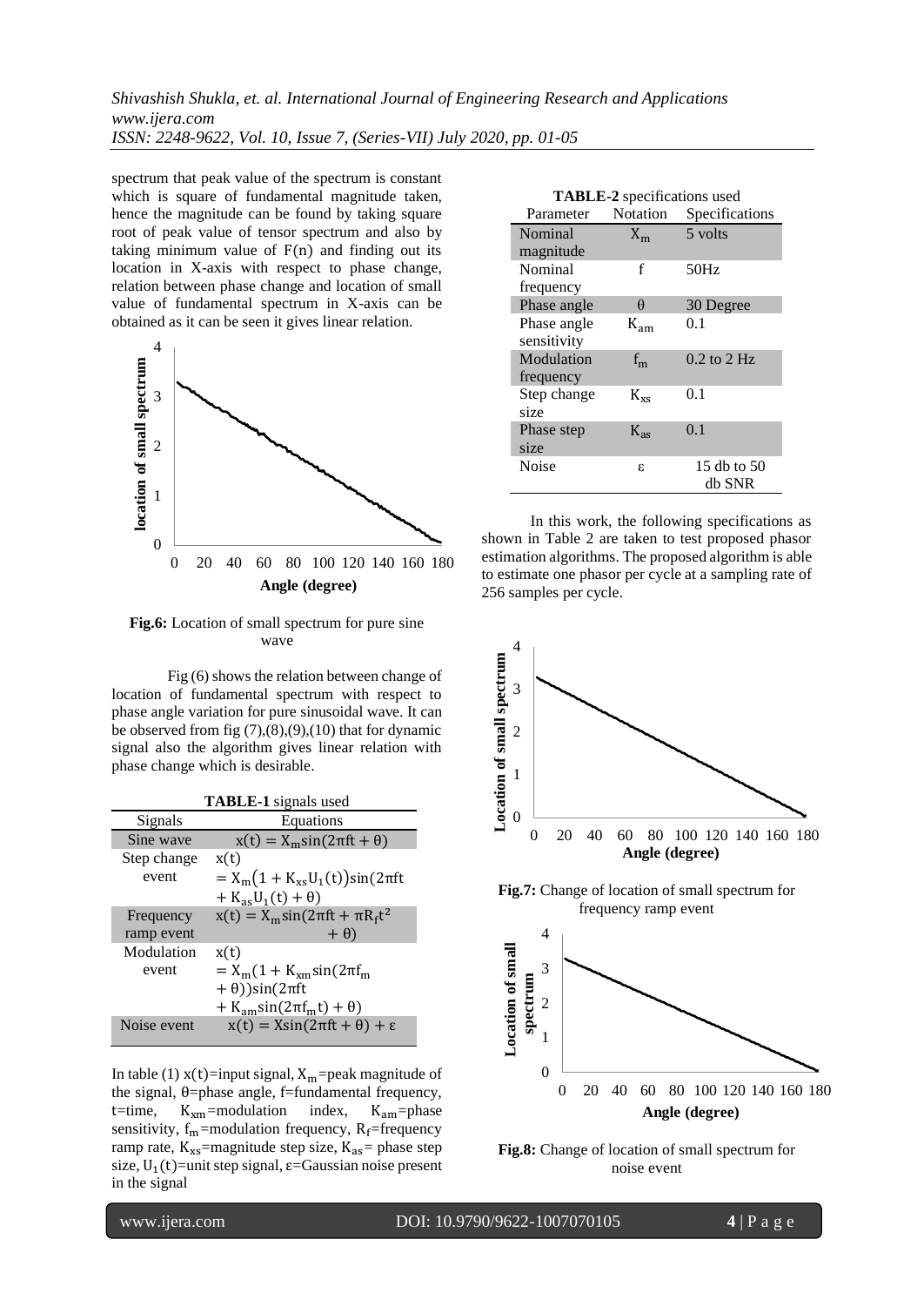spectrum that peak value of the spectrum is constant which is square of fundamental magnitude taken, hence the magnitude can be found by taking square root of peak value of tensor spectrum and also by taking minimum value of F(n) and finding out its location in X-axis with respect to phase change, relation between phase change and location of small value of fundamental spectrum in X-axis can be obtained as it can be seen it gives linear relation.

**Fig.6:** Location of small spectrum for pure sine wave

Fig (6) shows the relation between change of location of fundamental spectrum with respect to phase angle variation for pure sinusoidal wave. It can be observed from fig (7),(8),(9),(10) that for dynamic signal also the algorithm gives linear relation with phase change which is desirable.

**TABLE-1** signals used

| Signals | Equations |
|---|---|
| Sine wave | $x(t) = X_m \sin(2\pi ft + \theta)$ |
| Step change event | $x(t) = X_m(1 + K_{xs}U_1(t))\sin(2\pi ft + K_{as}U_1(t) + \theta)$ |
| Frequency ramp event | $x(t) = X_m \sin(2\pi ft + \pi R_f t^2 + \theta)$ |
| Modulation event | $x(t) = X_m(1 + K_{xm}\sin(2\pi f_m + \theta))\sin(2\pi ft + K_{am}\sin(2\pi f_m t) + \theta)$ |
| Noise event | $x(t) = X\sin(2\pi ft + \theta) + \varepsilon$ |

In table (1) x(t)=input signal, $X_m$=peak magnitude of the signal, θ=phase angle, f=fundamental frequency, t=time, $K_{xm}$=modulation index, $K_{am}$=phase sensitivity, $f_m$=modulation frequency, $R_f$=frequency ramp rate, $K_{xs}$=magnitude step size, $K_{as}$= phase step size, $U_1(t)$=unit step signal, ε=Gaussian noise present in the signal

**TABLE-2** specifications used

| Parameter | Notation | Specifications |
|---|---|---|
| Nominal magnitude | $X_m$ | 5 volts |
| Nominal frequency | f | 50Hz |
| Phase angle | θ | 30 Degree |
| Phase angle sensitivity | $K_{am}$ | 0.1 |
| Modulation frequency | $f_m$ | 0.2 to 2 Hz |
| Step change size | $K_{xs}$ | 0.1 |
| Phase step size | $K_{as}$ | 0.1 |
| Noise | ε | 15 db to 50 db SNR |

In this work, the following specifications as shown in Table 2 are taken to test proposed phasor estimation algorithms. The proposed algorithm is able to estimate one phasor per cycle at a sampling rate of 256 samples per cycle.

**Fig.7:** Change of location of small spectrum for frequency ramp event

**Fig.8:** Change of location of small spectrum for noise event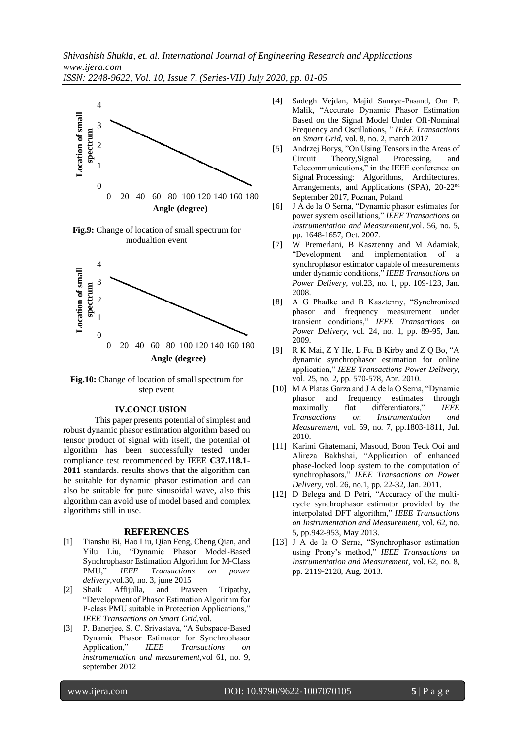4
3
2
1
0
Location of small spectrum
0 20 40 60 80 100 120 140 160 180
Angle (degree)

**Fig.9:** Change of location of small spectrum for modualtion event

4
3
2
1
0
Location of small spectrum
0 20 40 60 80 100 120 140 160 180
Angle (degree)

**Fig.10:** Change of location of small spectrum for step event

## IV.CONCLUSION

This paper presents potential of simplest and robust dynamic phasor estimation algorithm based on tensor product of signal with itself, the potential of algorithm has been successfully tested under compliance test recommended by IEEE **C37.118.1-2011** standards. results shows that the algorithm can be suitable for dynamic phasor estimation and can also be suitable for pure sinusoidal wave, also this algorithm can avoid use of model based and complex algorithms still in use.

## REFERENCES

[1] Tianshu Bi, Hao Liu, Qian Feng, Cheng Qian, and Yilu Liu, "Dynamic Phasor Model-Based Synchrophasor Estimation Algorithm for M-Class PMU," *IEEE Transactions on power delivery*,vol.30, no. 3, june 2015

[2] Shaik Affijulla, and Praveen Tripathy, "Development of Phasor Estimation Algorithm for P-class PMU suitable in Protection Applications," *IEEE Transactions on Smart Grid*,vol.

[3] P. Banerjee, S. C. Srivastava, "A Subspace-Based Dynamic Phasor Estimator for Synchrophasor Application," *IEEE Transactions on instrumentation and measurement*,vol 61, no. 9, september 2012

[4] Sadegh Vejdan, Majid Sanaye-Pasand, Om P. Malik, "Accurate Dynamic Phasor Estimation Based on the Signal Model Under Off-Nominal Frequency and Oscillations, " *IEEE Transactions on Smart Grid*, vol. 8, no. 2, march 2017

[5] Andrzej Borys, "On Using Tensors in the Areas of Circuit Theory,Signal Processing, and Telecommunications," in the IEEE conference on Signal Processing: Algorithms, Architectures, Arrangements, and Applications (SPA), 20-22nd September 2017, Poznan, Poland

[6] J A de la O Serna, "Dynamic phasor estimates for power system oscillations," *IEEE Transactions on Instrumentation and Measurement*,vol. 56, no. 5, pp. 1648-1657, Oct. 2007.

[7] W Premerlani, B Kasztenny and M Adamiak, "Development and implementation of a synchrophasor estimator capable of measurements under dynamic conditions," *IEEE Transactions on Power Delivery*, vol.23, no. 1, pp. 109-123, Jan. 2008.

[8] A G Phadke and B Kasztenny, "Synchronized phasor and frequency measurement under transient conditions," *IEEE Transactions on Power Delivery*, vol. 24, no. 1, pp. 89-95, Jan. 2009.

[9] R K Mai, Z Y He, L Fu, B Kirby and Z Q Bo, "A dynamic synchrophasor estimation for online application," *IEEE Transactions Power Delivery*, vol. 25, no. 2, pp. 570-578, Apr. 2010.

[10] M A Platas Garza and J A de la O Serna, "Dynamic phasor and frequency estimates through maximally flat differentiators," *IEEE Transactions on Instrumentation and Measurement*, vol. 59, no. 7, pp.1803-1811, Jul. 2010.

[11] Karimi Ghatemani, Masoud, Boon Teck Ooi and Alireza Bakhshai, "Application of enhanced phase-locked loop system to the computation of synchrophasors," *IEEE Transactions on Power Delivery*, vol. 26, no.1, pp. 22-32, Jan. 2011.

[12] D Belega and D Petri, "Accuracy of the multi-cycle synchrophasor estimator provided by the interpolated DFT algorithm," *IEEE Transactions on Instrumentation and Measurement*, vol. 62, no. 5, pp.942-953, May 2013.

[13] J A de la O Serna, "Synchrophasor estimation using Prony's method," *IEEE Transactions on Instrumentation and Measurement*, vol. 62, no. 8, pp. 2119-2128, Aug. 2013.